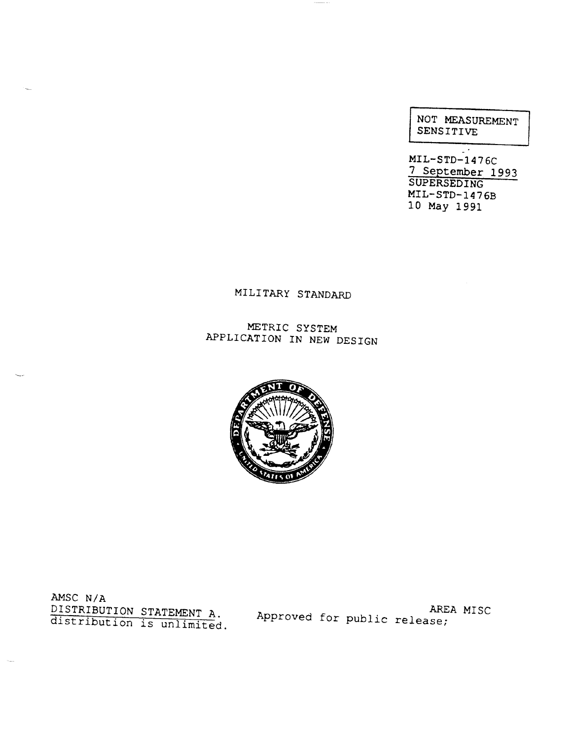NOT MEASUREMENT SENSITIVE

MIL-STD-1476C
7 September 1993
SUPERSEDING
MIL-STD-1476B
10 May 1991

# MILITARY STANDARD

## METRIC SYSTEM APPLICATION IN NEW DESIGN

AMSC N/A

AREA MISC

DISTRIBUTION STATEMENT A. Approved for public release; distribution is unlimited.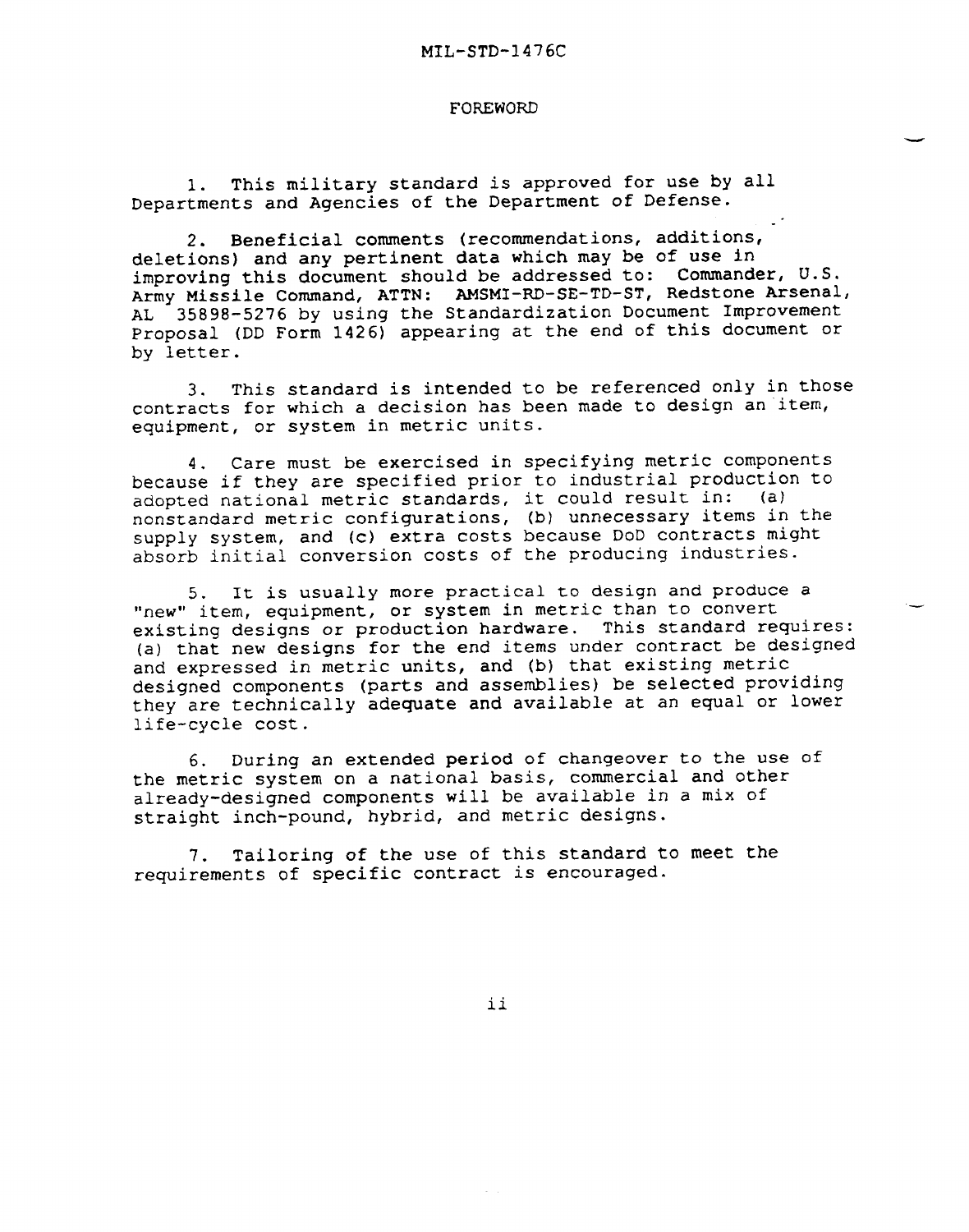# FOREWORD

1. This military standard is approved for use by all Departments and Agencies of the Department of Defense.

2. Beneficial comments (recommendations, additions, deletions) and any pertinent data which may be of use in improving this document should be addressed to: Commander, U.S. Army Missile Command, ATTN: AMSMI-RD-SE-TD-ST, Redstone Arsenal, AL 35898-5276 by using the Standardization Document Improvement Proposal (DD Form 1426) appearing at the end of this document or by letter.

3. This standard is intended to be referenced only in those contracts for which a decision has been made to design an item, equipment, or system in metric units.

4. Care must be exercised in specifying metric components because if they are specified prior to industrial production to adopted national metric standards, it could result in: (a) nonstandard metric configurations, (b) unnecessary items in the supply system, and (c) extra costs because DoD contracts might absorb initial conversion costs of the producing industries.

5. It is usually more practical to design and produce a "new" item, equipment, or system in metric than to convert existing designs or production hardware. This standard requires: (a) that new designs for the end items under contract be designed and expressed in metric units, and (b) that existing metric designed components (parts and assemblies) be selected providing they are technically adequate and available at an equal or lower life-cycle cost.

6. During an extended period of changeover to the use of the metric system on a national basis, commercial and other already-designed components will be available in a mix of straight inch-pound, hybrid, and metric designs.

7. Tailoring of the use of this standard to meet the requirements of specific contract is encouraged.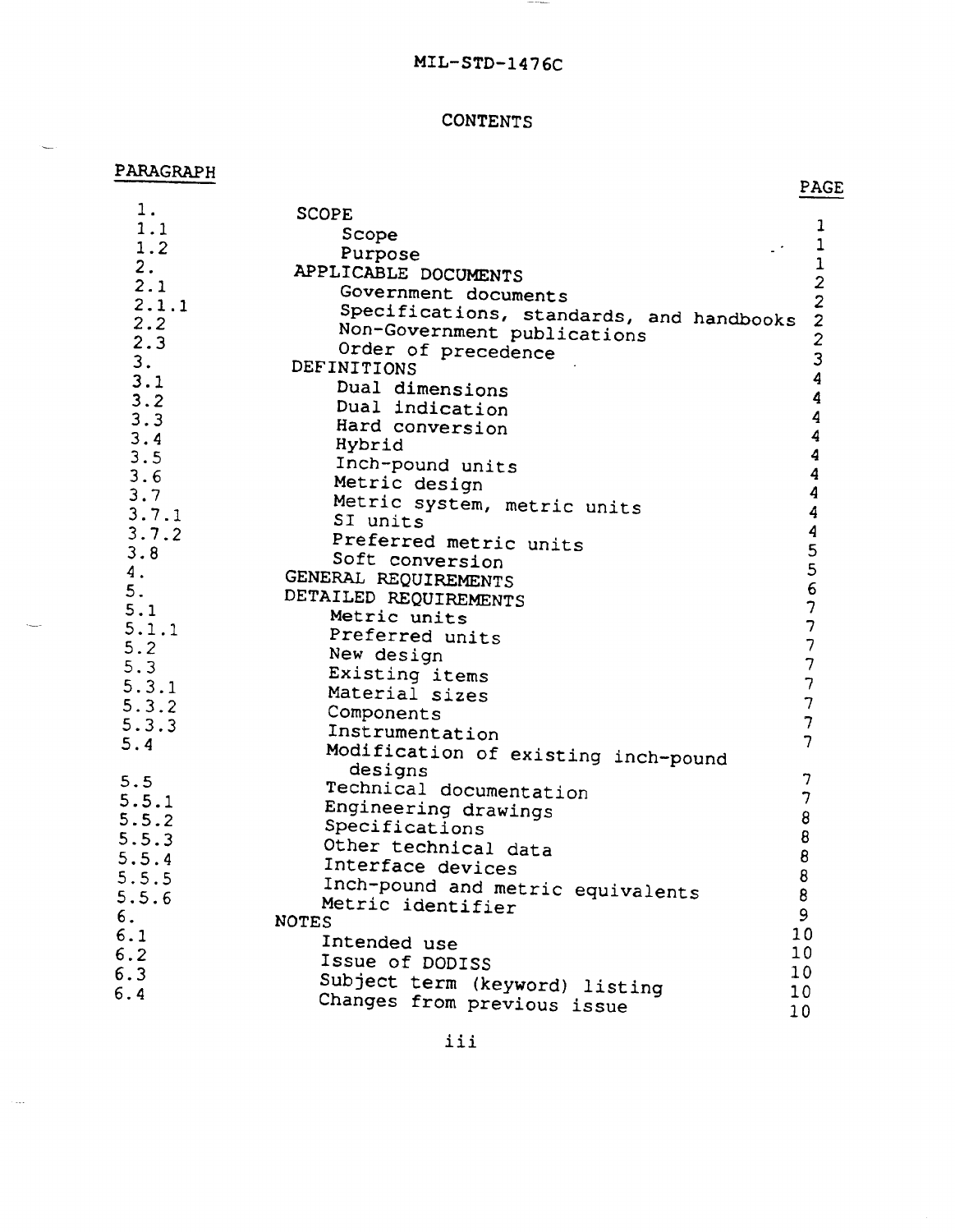MIL-STD-1476C

# CONTENTS

| PARAGRAPH | | PAGE |
|---|---|---|
| 1. | SCOPE | 1 |
| 1.1 | Scope | 1 |
| 1.2 | Purpose | 1 |
| 2. | APPLICABLE DOCUMENTS | 2 |
| 2.1 | Government documents | 2 |
| 2.1.1 | Specifications, standards, and handbooks | 2 |
| 2.2 | Non-Government publications | 2 |
| 2.3 | Order of precedence | 3 |
| 3. | DEFINITIONS | 4 |
| 3.1 | Dual dimensions | 4 |
| 3.2 | Dual indication | 4 |
| 3.3 | Hard conversion | 4 |
| 3.4 | Hybrid | 4 |
| 3.5 | Inch-pound units | 4 |
| 3.6 | Metric design | 4 |
| 3.7 | Metric system, metric units | 4 |
| 3.7.1 | SI units | 4 |
| 3.7.2 | Preferred metric units | 5 |
| 3.8 | Soft conversion | 5 |
| 4. | GENERAL REQUIREMENTS | 6 |
| 5. | DETAILED REQUIREMENTS | 7 |
| 5.1 | Metric units | 7 |
| 5.1.1 | Preferred units | 7 |
| 5.2 | New design | 7 |
| 5.3 | Existing items | 7 |
| 5.3.1 | Material sizes | 7 |
| 5.3.2 | Components | 7 |
| 5.3.3 | Instrumentation | 7 |
| 5.4 | Modification of existing inch-pound designs | 7 |
| 5.5 | Technical documentation | 7 |
| 5.5.1 | Engineering drawings | 8 |
| 5.5.2 | Specifications | 8 |
| 5.5.3 | Other technical data | 8 |
| 5.5.4 | Interface devices | 8 |
| 5.5.5 | Inch-pound and metric equivalents | 8 |
| 5.5.6 | Metric identifier | 9 |
| 6. | NOTES | 10 |
| 6.1 | Intended use | 10 |
| 6.2 | Issue of DODISS | 10 |
| 6.3 | Subject term (keyword) listing | 10 |
| 6.4 | Changes from previous issue | 10 |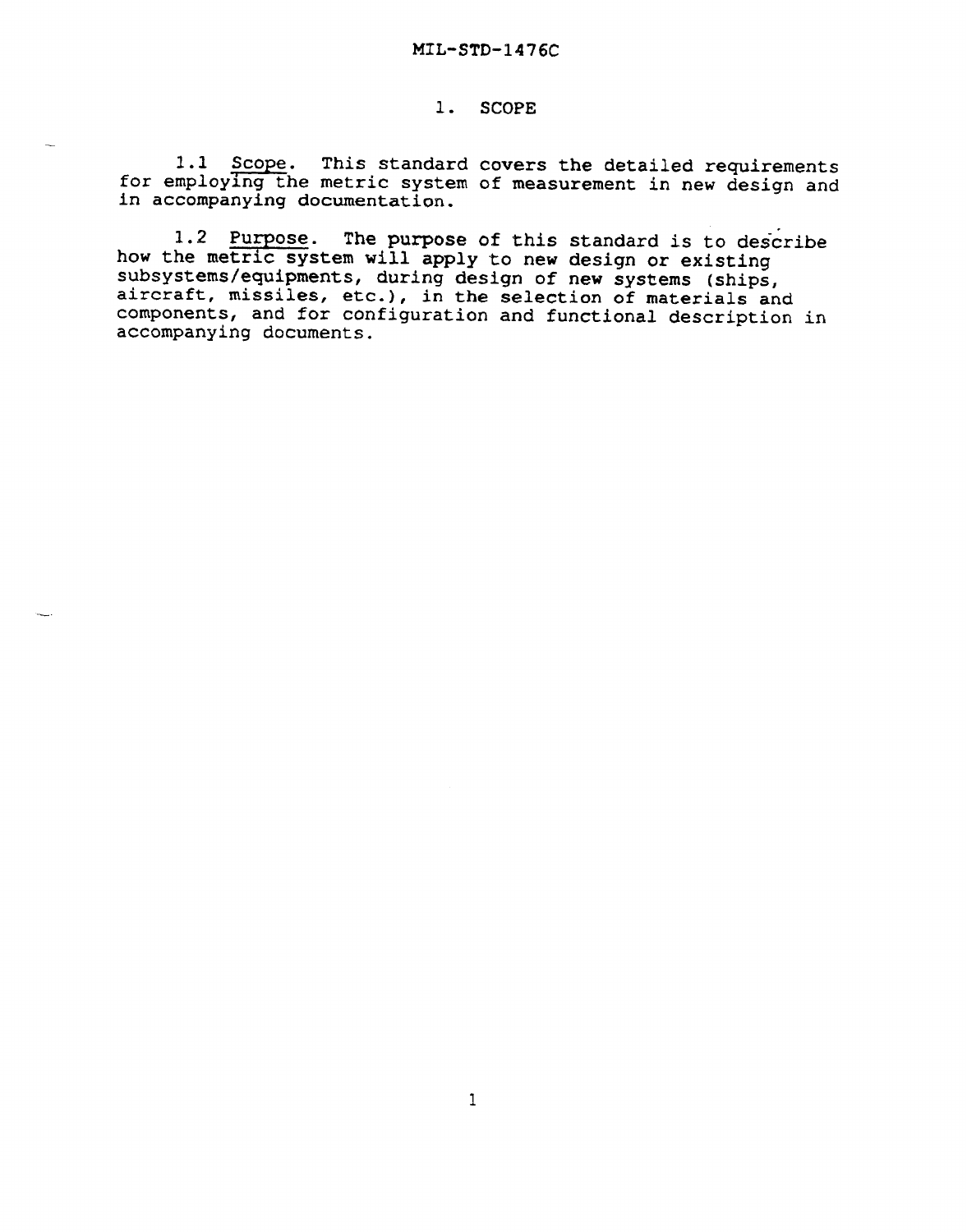# 1. SCOPE

1.1 Scope. This standard covers the detailed requirements for employing the metric system of measurement in new design and in accompanying documentation.

1.2 Purpose. The purpose of this standard is to describe how the metric system will apply to new design or existing subsystems/equipments, during design of new systems (ships, aircraft, missiles, etc.), in the selection of materials and components, and for configuration and functional description in accompanying documents.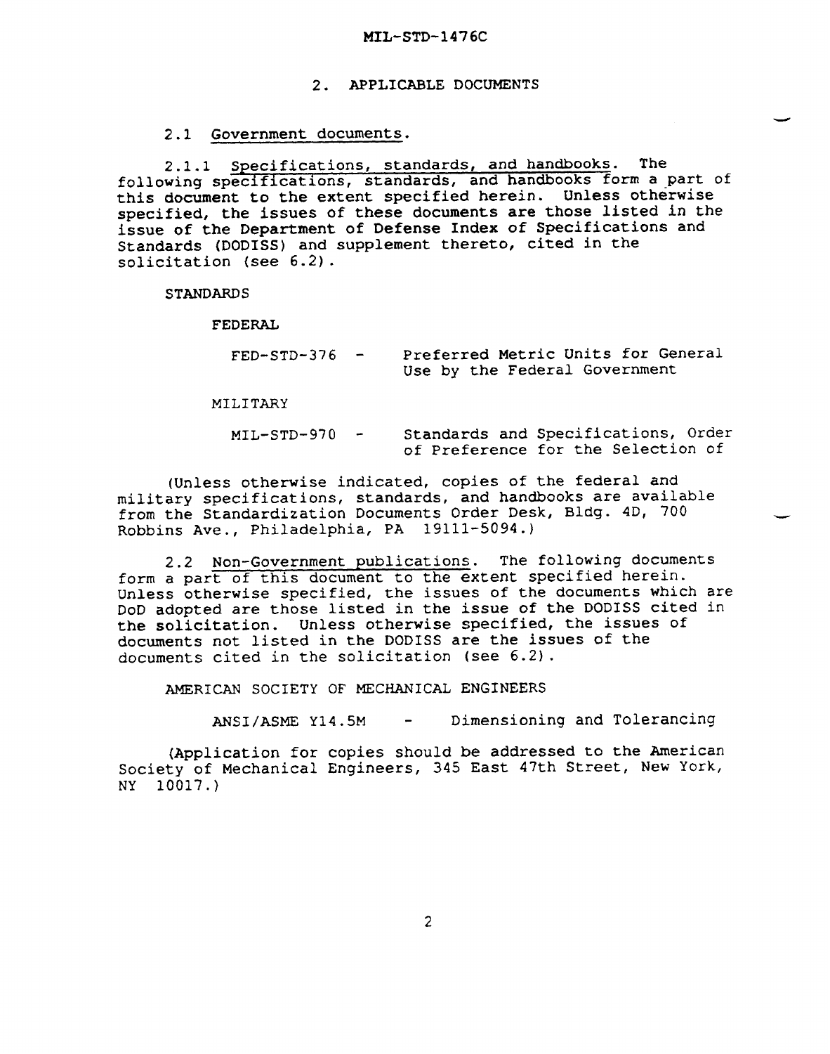## 2. APPLICABLE DOCUMENTS

### 2.1 Government documents.

2.1.1 Specifications, standards, and handbooks. The following specifications, standards, and handbooks form a part of this document to the extent specified herein. Unless otherwise specified, the issues of these documents are those listed in the issue of the Department of Defense Index of Specifications and Standards (DODISS) and supplement thereto, cited in the solicitation (see 6.2).

STANDARDS

FEDERAL

FED-STD-376 - Preferred Metric Units for General Use by the Federal Government

MILITARY

MIL-STD-970 - Standards and Specifications, Order of Preference for the Selection of

(Unless otherwise indicated, copies of the federal and military specifications, standards, and handbooks are available from the Standardization Documents Order Desk, Bldg. 4D, 700 Robbins Ave., Philadelphia, PA 19111-5094.)

2.2 Non-Government publications. The following documents form a part of this document to the extent specified herein. Unless otherwise specified, the issues of the documents which are DoD adopted are those listed in the issue of the DODISS cited in the solicitation. Unless otherwise specified, the issues of documents not listed in the DODISS are the issues of the documents cited in the solicitation (see 6.2).

AMERICAN SOCIETY OF MECHANICAL ENGINEERS

ANSI/ASME Y14.5M - Dimensioning and Tolerancing

(Application for copies should be addressed to the American Society of Mechanical Engineers, 345 East 47th Street, New York, NY 10017.)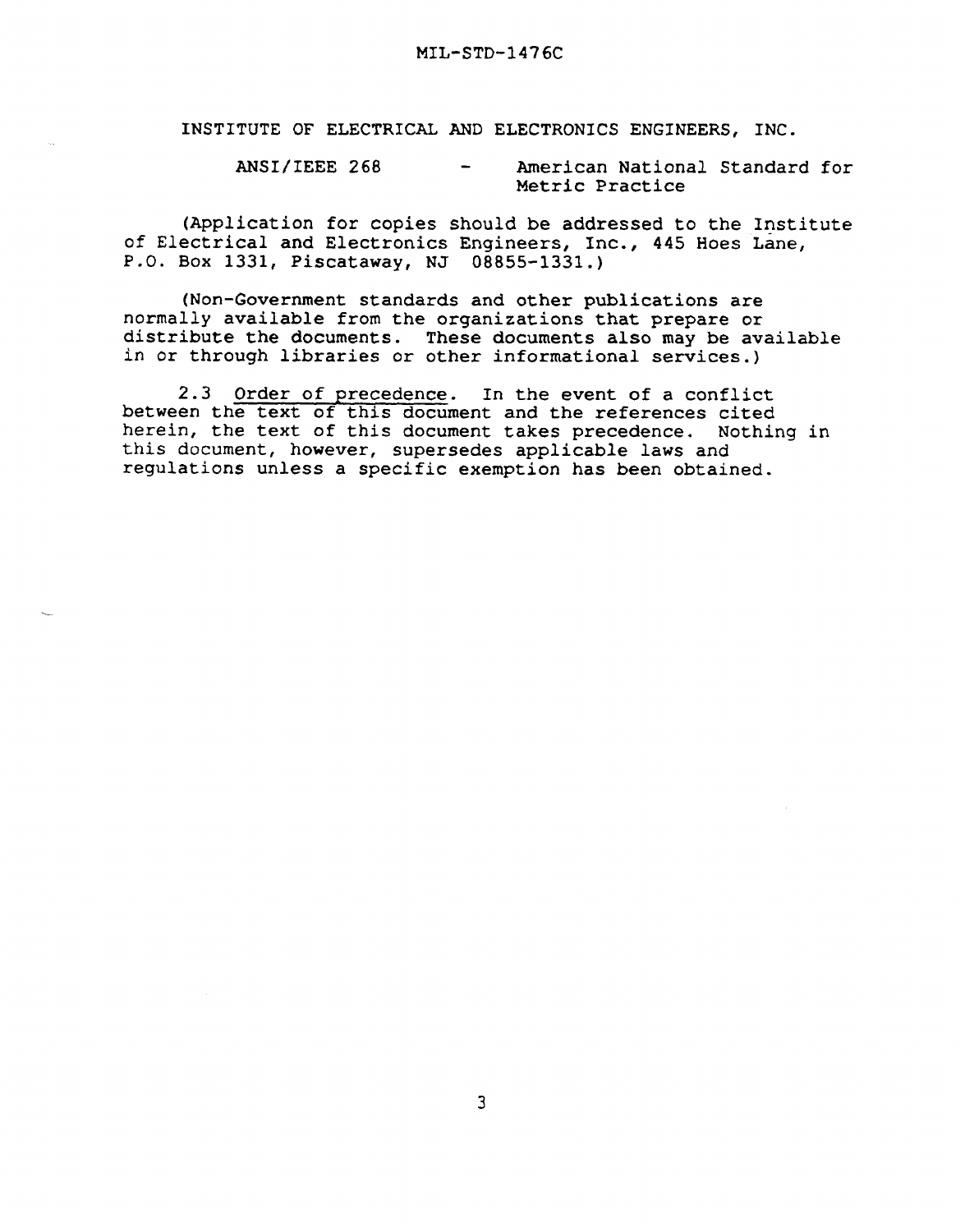INSTITUTE OF ELECTRICAL AND ELECTRONICS ENGINEERS, INC.

ANSI/IEEE 268 - American National Standard for Metric Practice

(Application for copies should be addressed to the Institute of Electrical and Electronics Engineers, Inc., 445 Hoes Lane, P.O. Box 1331, Piscataway, NJ 08855-1331.)

(Non-Government standards and other publications are normally available from the organizations that prepare or distribute the documents. These documents also may be available in or through libraries or other informational services.)

2.3 Order of precedence. In the event of a conflict between the text of this document and the references cited herein, the text of this document takes precedence. Nothing in this document, however, supersedes applicable laws and regulations unless a specific exemption has been obtained.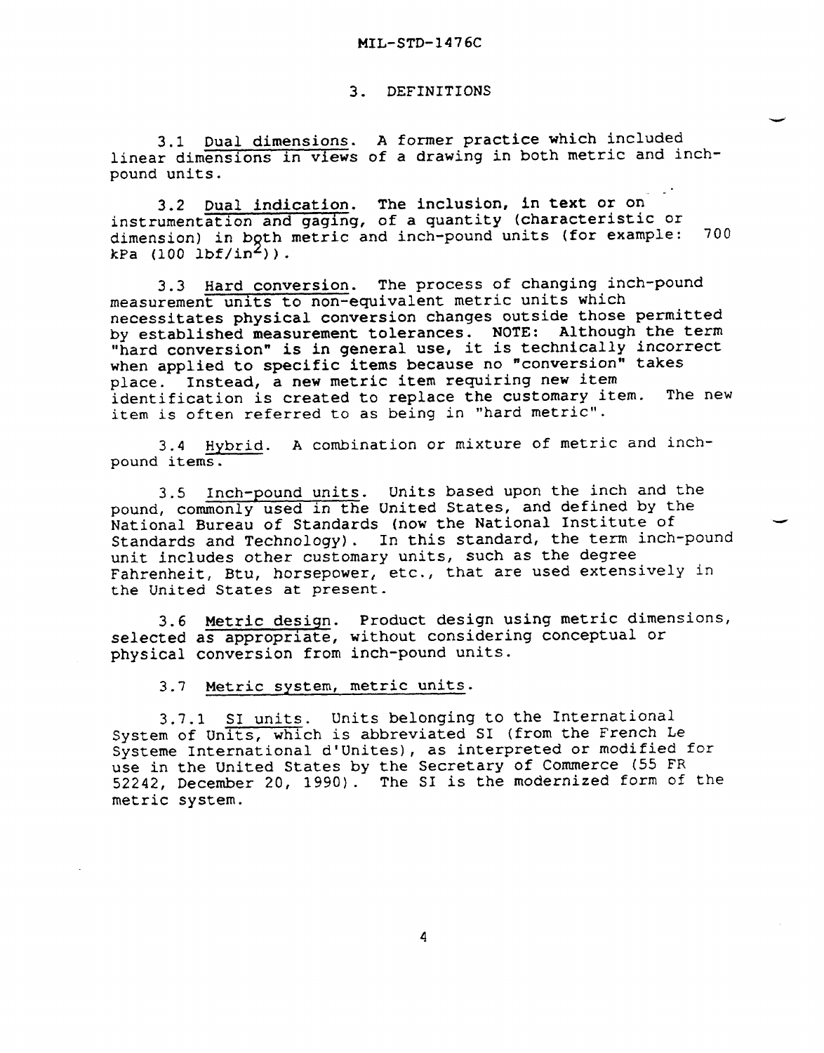## 3. DEFINITIONS

3.1 Dual dimensions. A former practice which included linear dimensions in views of a drawing in both metric and inch-pound units.

3.2 Dual indication. The inclusion, in text or on instrumentation and gaging, of a quantity (characteristic or dimension) in both metric and inch-pound units (for example: 700 kPa (100 $lbf/in^2$)).

3.3 Hard conversion. The process of changing inch-pound measurement units to non-equivalent metric units which necessitates physical conversion changes outside those permitted by established measurement tolerances. NOTE: Although the term "hard conversion" is in general use, it is technically incorrect when applied to specific items because no "conversion" takes place. Instead, a new metric item requiring new item identification is created to replace the customary item. The new item is often referred to as being in "hard metric".

3.4 Hybrid. A combination or mixture of metric and inch-pound items.

3.5 Inch-pound units. Units based upon the inch and the pound, commonly used in the United States, and defined by the National Bureau of Standards (now the National Institute of Standards and Technology). In this standard, the term inch-pound unit includes other customary units, such as the degree Fahrenheit, Btu, horsepower, etc., that are used extensively in the United States at present.

3.6 Metric design. Product design using metric dimensions, selected as appropriate, without considering conceptual or physical conversion from inch-pound units.

3.7 Metric system, metric units.

3.7.1 SI units. Units belonging to the International System of Units, which is abbreviated SI (from the French Le Systeme International d'Unites), as interpreted or modified for use in the United States by the Secretary of Commerce (55 FR 52242, December 20, 1990). The SI is the modernized form of the metric system.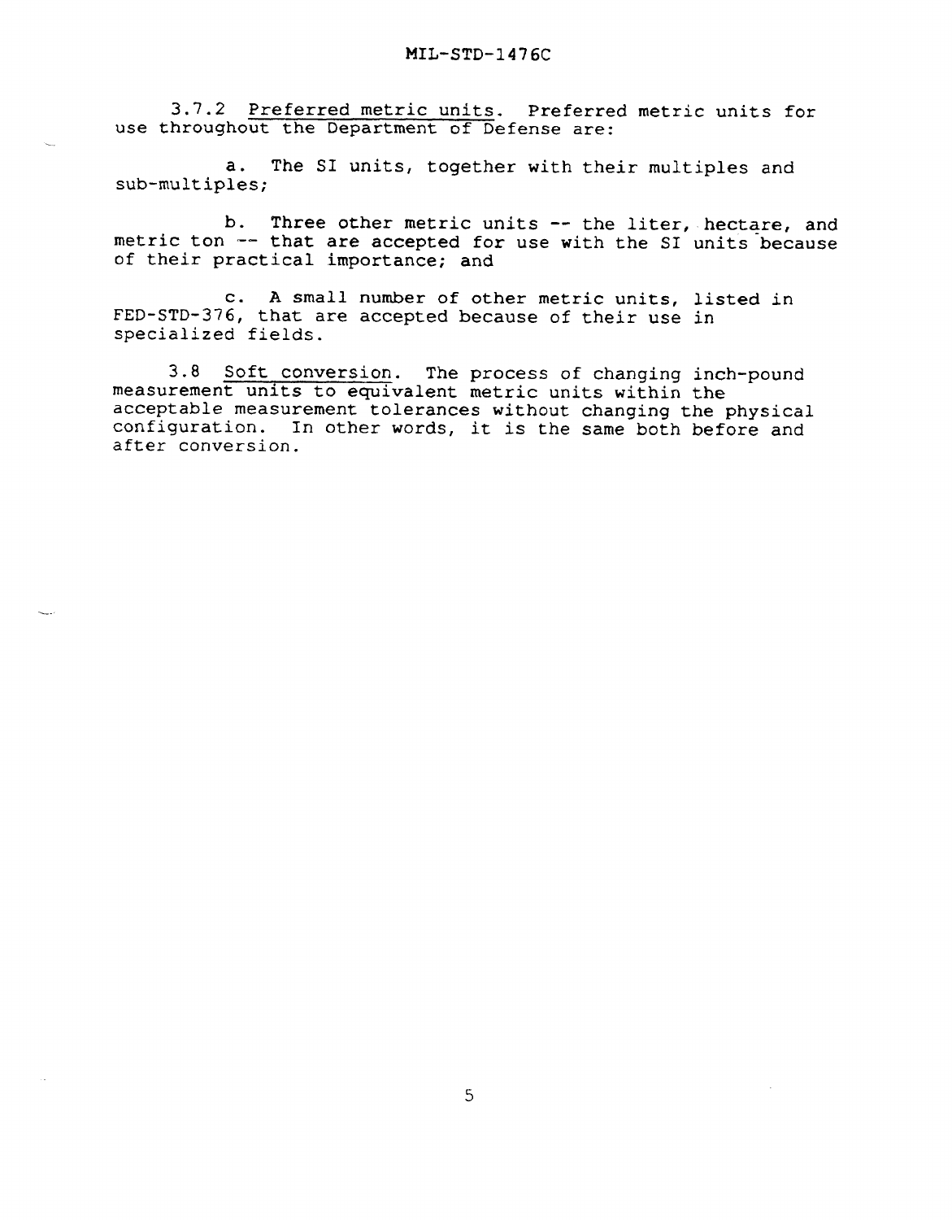3.7.2 Preferred metric units. Preferred metric units for use throughout the Department of Defense are:

a. The SI units, together with their multiples and sub-multiples;

b. Three other metric units -- the liter, hectare, and metric ton -- that are accepted for use with the SI units because of their practical importance; and

c. A small number of other metric units, listed in FED-STD-376, that are accepted because of their use in specialized fields.

3.8 Soft conversion. The process of changing inch-pound measurement units to equivalent metric units within the acceptable measurement tolerances without changing the physical configuration. In other words, it is the same both before and after conversion.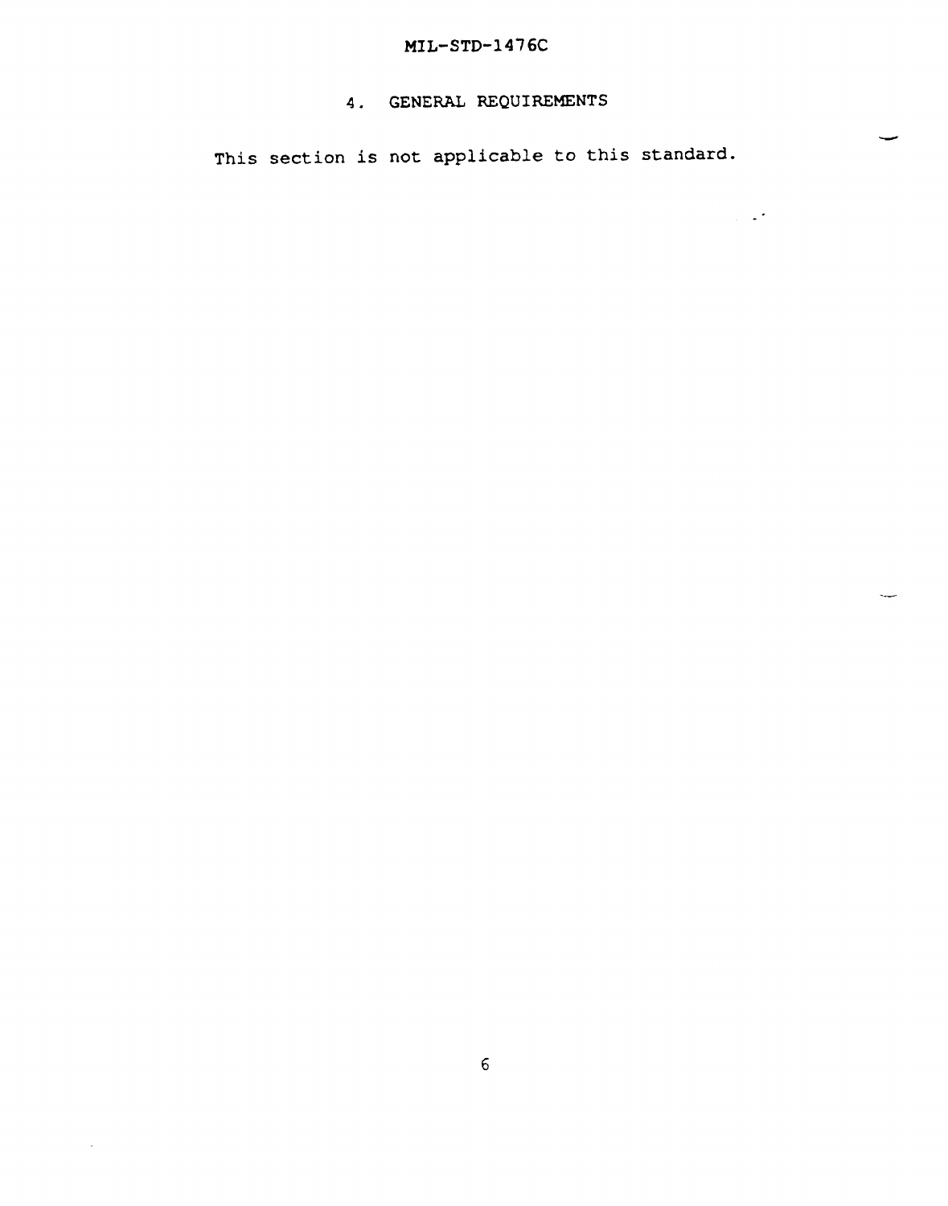# 4. GENERAL REQUIREMENTS

This section is not applicable to this standard.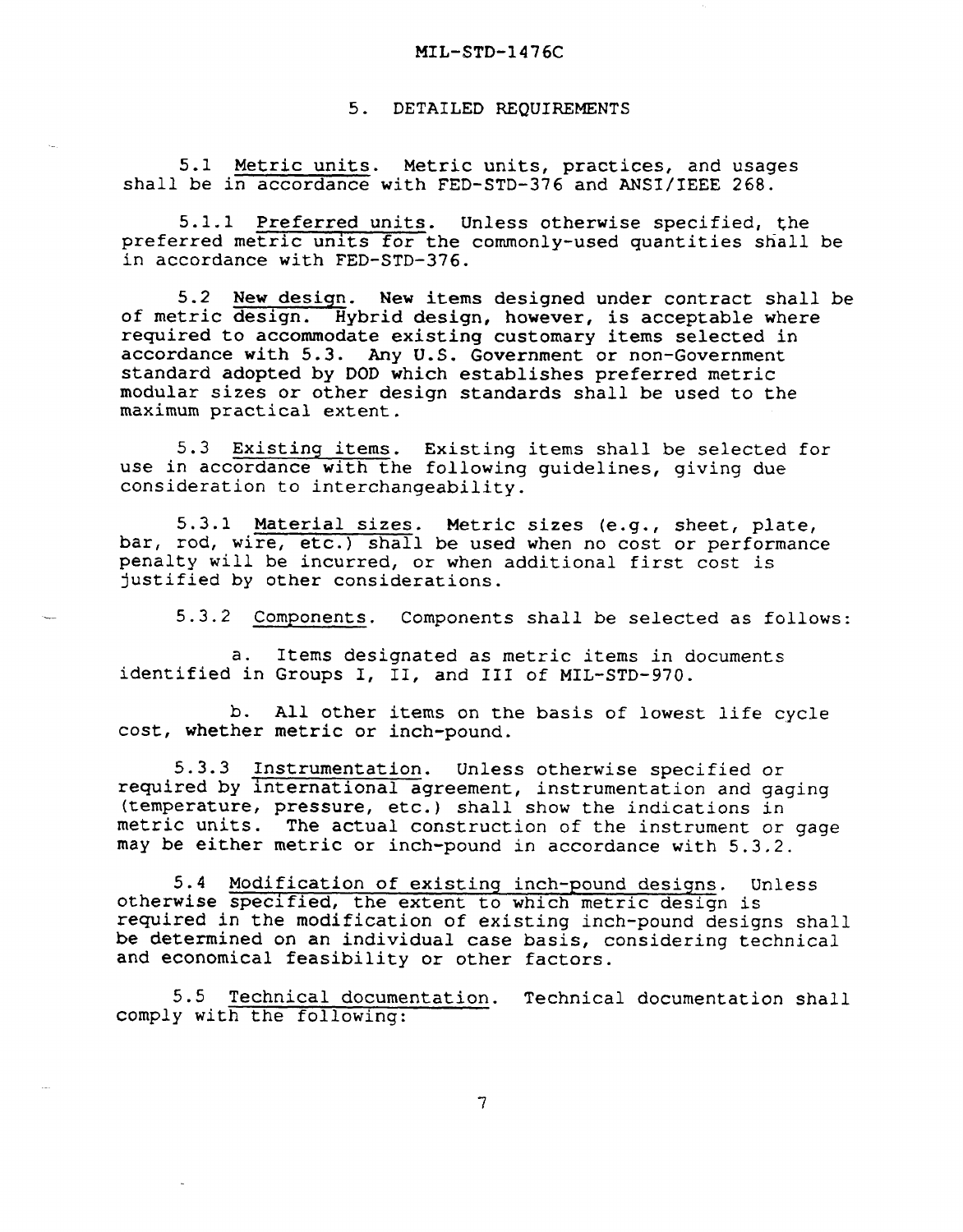## 5. DETAILED REQUIREMENTS

5.1 Metric units. Metric units, practices, and usages shall be in accordance with FED-STD-376 and ANSI/IEEE 268.

5.1.1 Preferred units. Unless otherwise specified, the preferred metric units for the commonly-used quantities shall be in accordance with FED-STD-376.

5.2 New design. New items designed under contract shall be of metric design. Hybrid design, however, is acceptable where required to accommodate existing customary items selected in accordance with 5.3. Any U.S. Government or non-Government standard adopted by DOD which establishes preferred metric modular sizes or other design standards shall be used to the maximum practical extent.

5.3 Existing items. Existing items shall be selected for use in accordance with the following guidelines, giving due consideration to interchangeability.

5.3.1 Material sizes. Metric sizes (e.g., sheet, plate, bar, rod, wire, etc.) shall be used when no cost or performance penalty will be incurred, or when additional first cost is justified by other considerations.

5.3.2 Components. Components shall be selected as follows:

a. Items designated as metric items in documents identified in Groups I, II, and III of MIL-STD-970.

b. All other items on the basis of lowest life cycle cost, whether metric or inch-pound.

5.3.3 Instrumentation. Unless otherwise specified or required by international agreement, instrumentation and gaging (temperature, pressure, etc.) shall show the indications in metric units. The actual construction of the instrument or gage may be either metric or inch-pound in accordance with 5.3.2.

5.4 Modification of existing inch-pound designs. Unless otherwise specified, the extent to which metric design is required in the modification of existing inch-pound designs shall be determined on an individual case basis, considering technical and economical feasibility or other factors.

5.5 Technical documentation. Technical documentation shall comply with the following: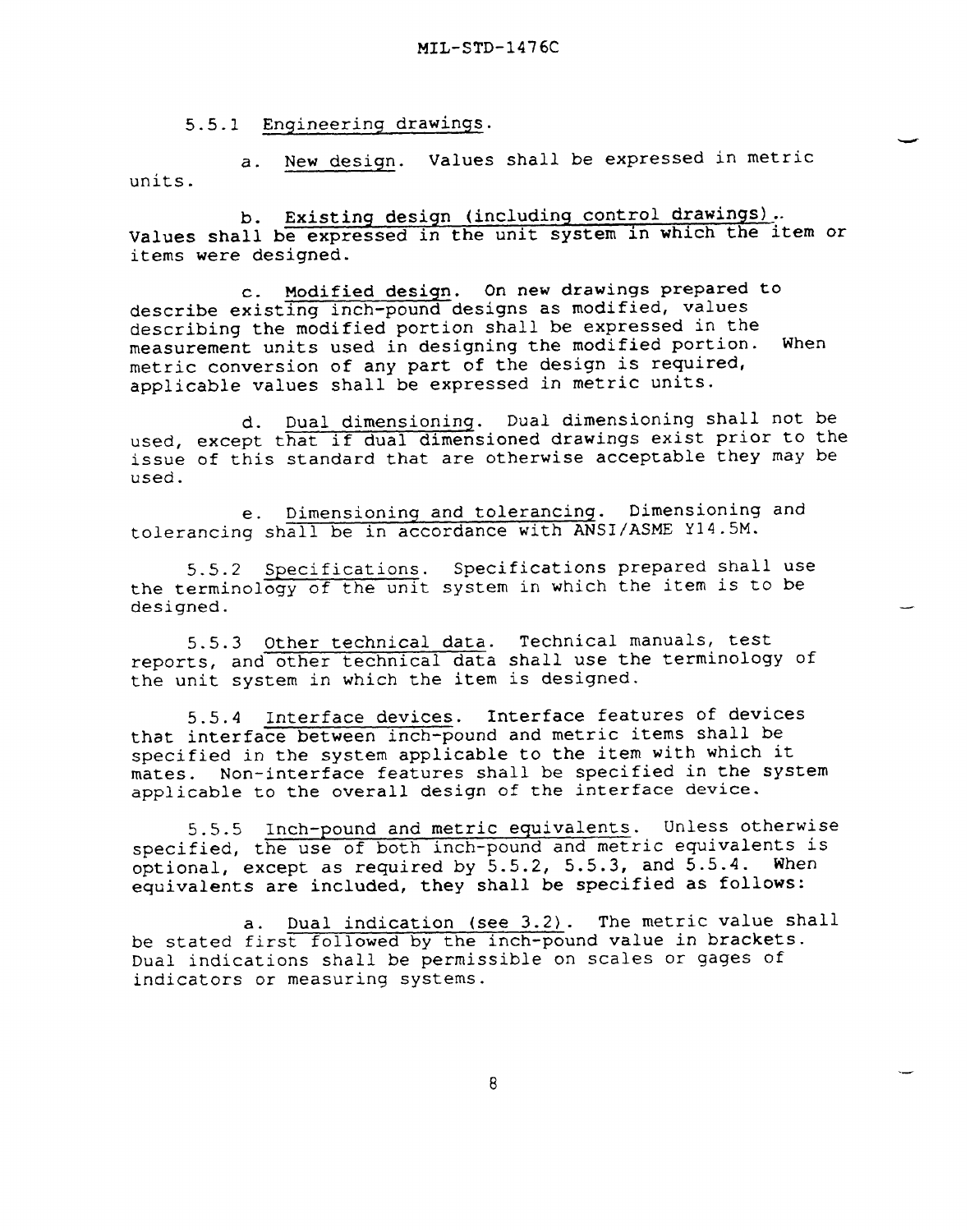5.5.1 Engineering drawings.

a. New design. Values shall be expressed in metric units.

b. Existing design (including control drawings). Values shall be expressed in the unit system in which the item or items were designed.

c. Modified design. On new drawings prepared to describe existing inch-pound designs as modified, values describing the modified portion shall be expressed in the measurement units used in designing the modified portion. When metric conversion of any part of the design is required, applicable values shall be expressed in metric units.

d. Dual dimensioning. Dual dimensioning shall not be used, except that if dual dimensioned drawings exist prior to the issue of this standard that are otherwise acceptable they may be used.

e. Dimensioning and tolerancing. Dimensioning and tolerancing shall be in accordance with ANSI/ASME Y14.5M.

5.5.2 Specifications. Specifications prepared shall use the terminology of the unit system in which the item is to be designed.

5.5.3 Other technical data. Technical manuals, test reports, and other technical data shall use the terminology of the unit system in which the item is designed.

5.5.4 Interface devices. Interface features of devices that interface between inch-pound and metric items shall be specified in the system applicable to the item with which it mates. Non-interface features shall be specified in the system applicable to the overall design of the interface device.

5.5.5 Inch-pound and metric equivalents. Unless otherwise specified, the use of both inch-pound and metric equivalents is optional, except as required by 5.5.2, 5.5.3, and 5.5.4. When equivalents are included, they shall be specified as follows:

a. Dual indication (see 3.2). The metric value shall be stated first followed by the inch-pound value in brackets. Dual indications shall be permissible on scales or gages of indicators or measuring systems.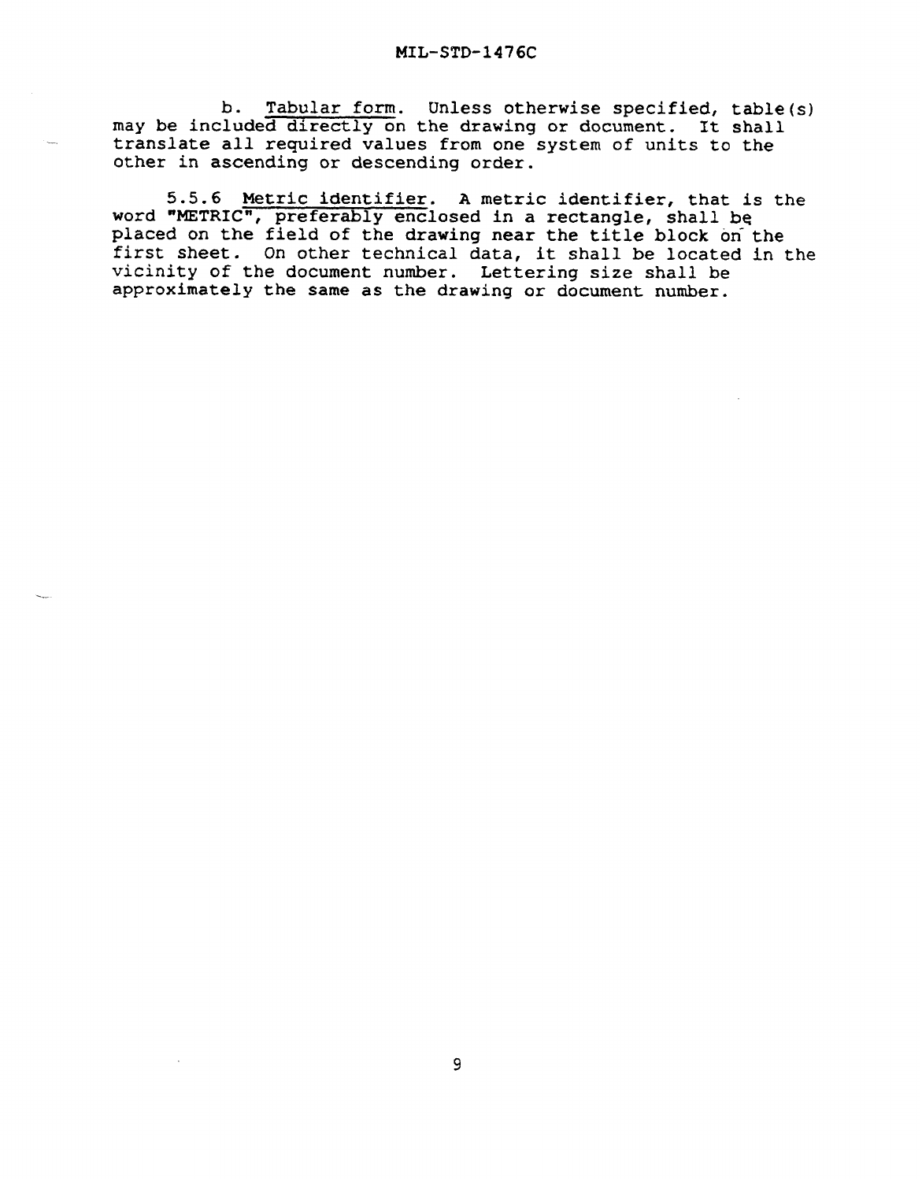b. Tabular form. Unless otherwise specified, table(s) may be included directly on the drawing or document. It shall translate all required values from one system of units to the other in ascending or descending order.

5.5.6 Metric identifier. A metric identifier, that is the word "METRIC", preferably enclosed in a rectangle, shall be placed on the field of the drawing near the title block on the first sheet. On other technical data, it shall be located in the vicinity of the document number. Lettering size shall be approximately the same as the drawing or document number.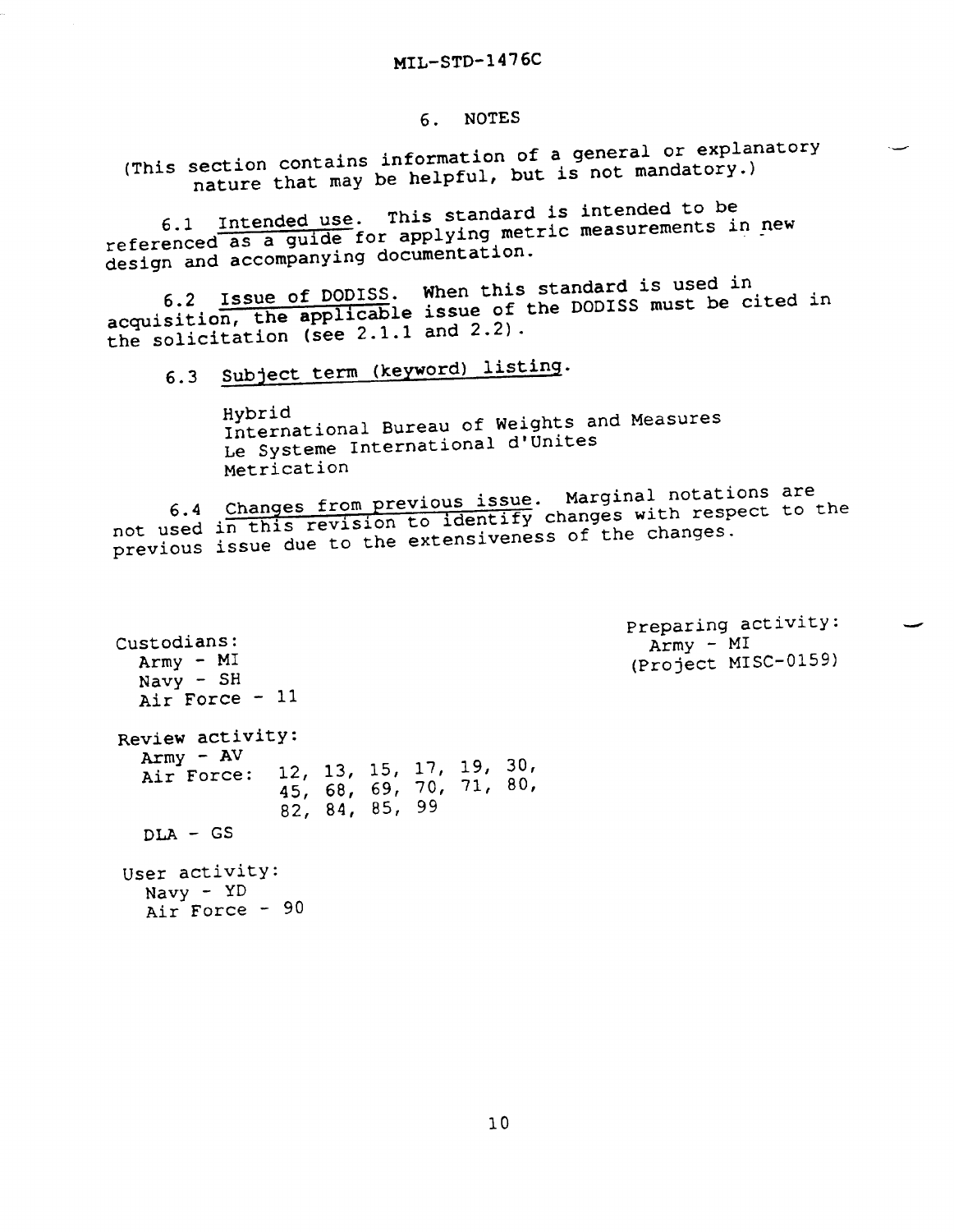## 6. NOTES

(This section contains information of a general or explanatory nature that may be helpful, but is not mandatory.)

6.1 Intended use. This standard is intended to be referenced as a guide for applying metric measurements in new design and accompanying documentation.

6.2 Issue of DODISS. When this standard is used in acquisition, the applicable issue of the DODISS must be cited in the solicitation (see 2.1.1 and 2.2).

6.3 Subject term (keyword) listing.

Hybrid
International Bureau of Weights and Measures
Le Systeme International d'Unites
Metrication

6.4 Changes from previous issue. Marginal notations are not used in this revision to identify changes with respect to the previous issue due to the extensiveness of the changes.

Custodians:
Army - MI
Navy - SH
Air Force - 11

Preparing activity:
Army - MI
(Project MISC-0159)

Review activity:
Army - AV
Air Force: 12, 13, 15, 17, 19, 30, 45, 68, 69, 70, 71, 80, 82, 84, 85, 99

DLA - GS

User activity:
Navy - YD
Air Force - 90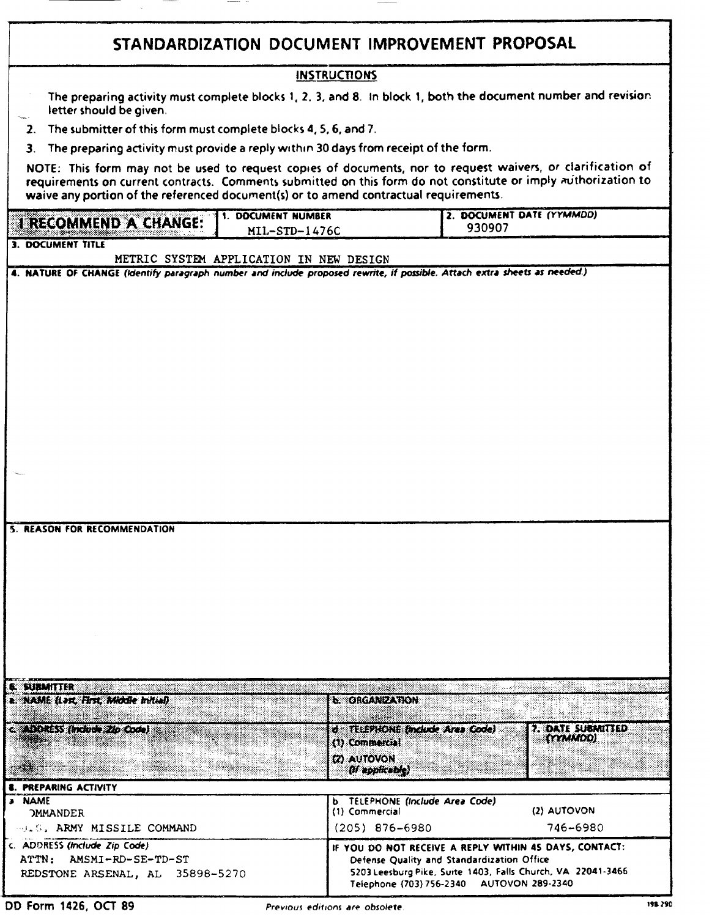# STANDARDIZATION DOCUMENT IMPROVEMENT PROPOSAL

## INSTRUCTIONS

1. The preparing activity must complete blocks 1, 2, 3, and 8. In block 1, both the document number and revision letter should be given.
2. The submitter of this form must complete blocks 4, 5, 6, and 7.
3. The preparing activity must provide a reply within 30 days from receipt of the form.

NOTE: This form may not be used to request copies of documents, nor to request waivers, or clarification of requirements on current contracts. Comments submitted on this form do not constitute or imply authorization to waive any portion of the referenced document(s) or to amend contractual requirements.

| I RECOMMEND A CHANGE: | 1. DOCUMENT NUMBER | 2. DOCUMENT DATE *(YYMMDD)* |
|---|---|---|
| | MIL-STD-1476C | 930907 |

**3. DOCUMENT TITLE**
METRIC SYSTEM APPLICATION IN NEW DESIGN

**4. NATURE OF CHANGE** *(Identify paragraph number and include proposed rewrite, if possible. Attach extra sheets as needed.)*

**5. REASON FOR RECOMMENDATION**

**6. SUBMITTER**

| a. NAME *(Last, First, Middle Initial)* | b. ORGANIZATION | |
|---|---|---|
| c. ADDRESS *(Include Zip Code)* | d. TELEPHONE *(Include Area Code)* (1) Commercial (2) AUTOVON *(If applicable)* | 7. DATE SUBMITTED *(YYMMDD)* |

**8. PREPARING ACTIVITY**

| a. NAME | b. TELEPHONE *(Include Area Code)* |
|---|---|
| COMMANDER<br>U.S. ARMY MISSILE COMMAND | (1) Commercial (205) 876-6980 (2) AUTOVON 746-6980 |
| c. ADDRESS *(Include Zip Code)*<br>ATTN: AMSMI-RD-SE-TD-ST<br>REDSTONE ARSENAL, AL 35898-5270 | IF YOU DO NOT RECEIVE A REPLY WITHIN 45 DAYS, CONTACT:<br>Defense Quality and Standardization Office<br>5203 Leesburg Pike, Suite 1403, Falls Church, VA 22041-3466<br>Telephone (703) 756-2340 AUTOVON 289-2340 |

DD Form 1426, OCT 89 *Previous editions are obsolete.* 198/290